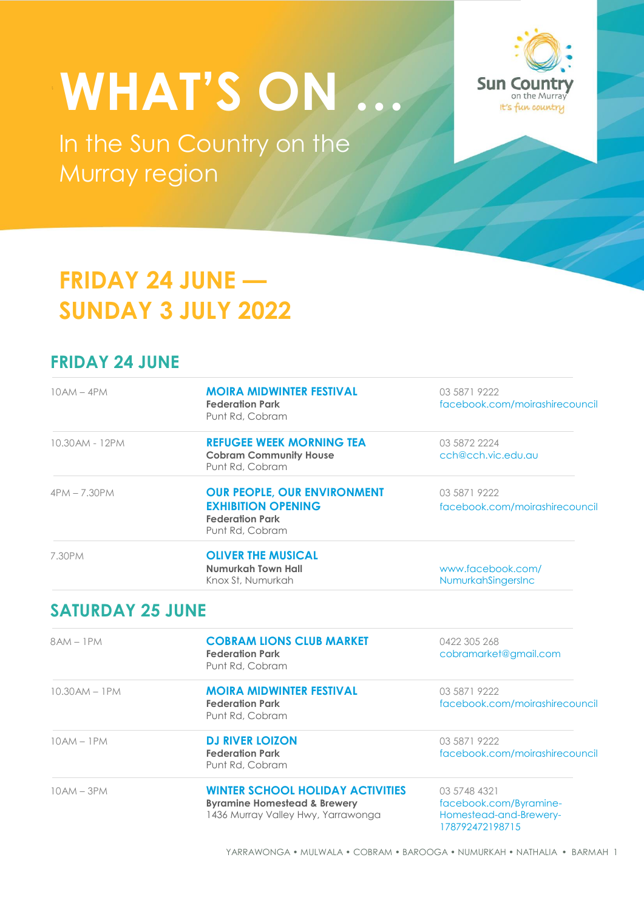# WHAT'S ON ...

In the Sun Country on the Murray region

Sun Country on the Murray
It's fun country

## FRIDAY 24 JUNE — SUNDAY 3 JULY 2022

### FRIDAY 24 JUNE

| Time | Event | Contact |
|---|---|---|
| 10AM – 4PM | **MOIRA MIDWINTER FESTIVAL**<br>**Federation Park**<br>Punt Rd, Cobram | 03 5871 9222<br>facebook.com/moirashirecouncil |
| 10.30AM - 12PM | **REFUGEE WEEK MORNING TEA**<br>**Cobram Community House**<br>Punt Rd, Cobram | 03 5872 2224<br>cch@cch.vic.edu.au |
| 4PM – 7.30PM | **OUR PEOPLE, OUR ENVIRONMENT EXHIBITION OPENING**<br>**Federation Park**<br>Punt Rd, Cobram | 03 5871 9222<br>facebook.com/moirashirecouncil |
| 7.30PM | **OLIVER THE MUSICAL**<br>**Numurkah Town Hall**<br>Knox St, Numurkah | www.facebook.com/NumurkahSingersInc |

### SATURDAY 25 JUNE

| Time | Event | Contact |
|---|---|---|
| 8AM – 1PM | **COBRAM LIONS CLUB MARKET**<br>**Federation Park**<br>Punt Rd, Cobram | 0422 305 268<br>cobramarket@gmail.com |
| 10.30AM – 1PM | **MOIRA MIDWINTER FESTIVAL**<br>**Federation Park**<br>Punt Rd, Cobram | 03 5871 9222<br>facebook.com/moirashirecouncil |
| 10AM – 1PM | **DJ RIVER LOIZON**<br>**Federation Park**<br>Punt Rd, Cobram | 03 5871 9222<br>facebook.com/moirashirecouncil |
| 10AM – 3PM | **WINTER SCHOOL HOLIDAY ACTIVITIES**<br>**Byramine Homestead & Brewery**<br>1436 Murray Valley Hwy, Yarrawonga | 03 5748 4321<br>facebook.com/Byramine-Homestead-and-Brewery-178792472198715 |

YARRAWONGA • MULWALA • COBRAM • BAROOGA • NUMURKAH • NATHALIA • BARMAH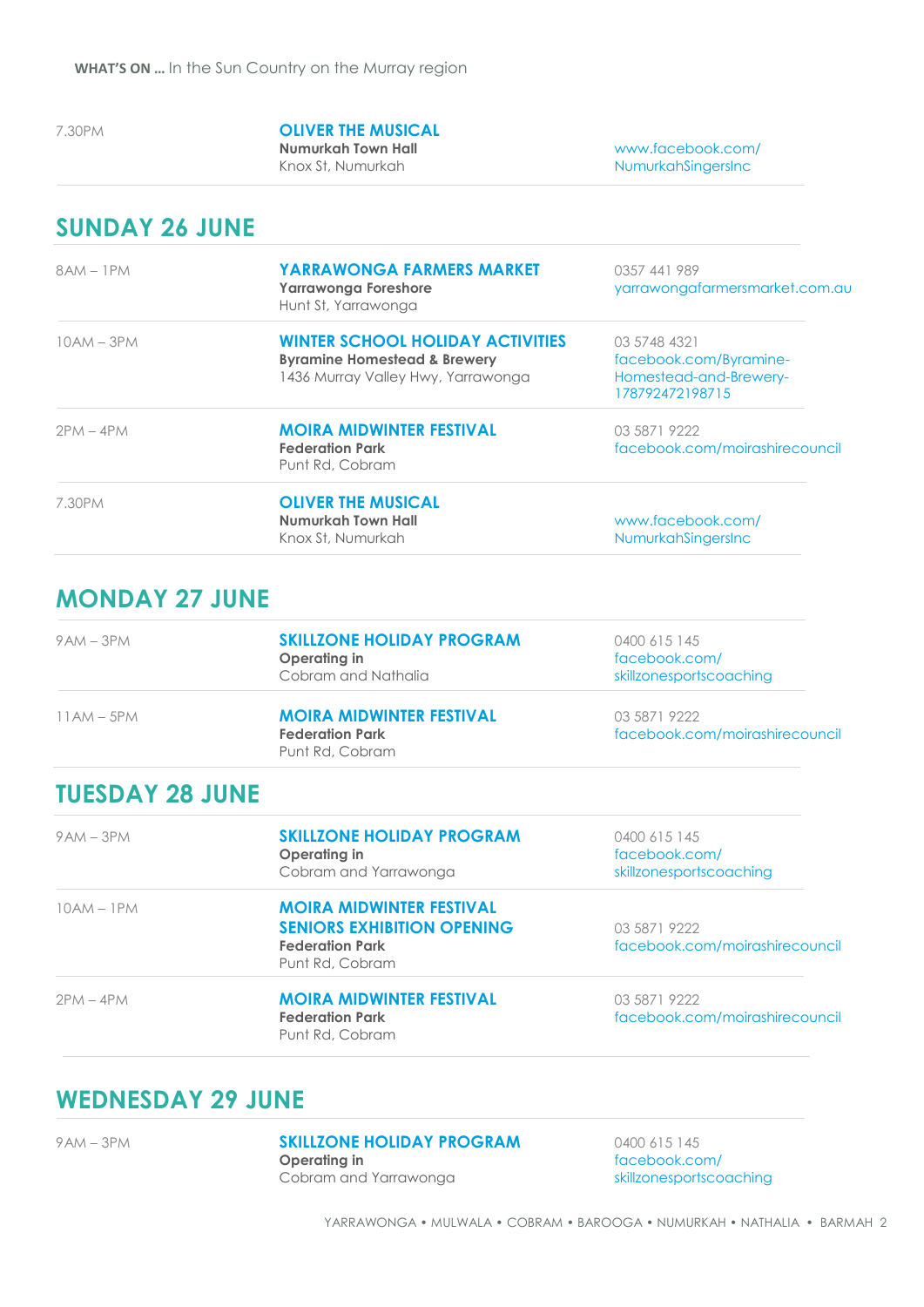| | | |
|---|---|---|
| 7.30PM | **OLIVER THE MUSICAL**<br>**Numurkah Town Hall**<br>Knox St, Numurkah | www.facebook.com/NumurkahSingersInc |

## SUNDAY 26 JUNE

| | | |
|---|---|---|
| 8AM – 1PM | **YARRAWONGA FARMERS MARKET**<br>**Yarrawonga Foreshore**<br>Hunt St, Yarrawonga | 0357 441 989<br>yarrawongafarmersmarket.com.au |
| 10AM – 3PM | **WINTER SCHOOL HOLIDAY ACTIVITIES**<br>**Byramine Homestead & Brewery**<br>1436 Murray Valley Hwy, Yarrawonga | 03 5748 4321<br>facebook.com/Byramine-Homestead-and-Brewery-178792472198715 |
| 2PM – 4PM | **MOIRA MIDWINTER FESTIVAL**<br>**Federation Park**<br>Punt Rd, Cobram | 03 5871 9222<br>facebook.com/moirashirecouncil |
| 7.30PM | **OLIVER THE MUSICAL**<br>**Numurkah Town Hall**<br>Knox St, Numurkah | www.facebook.com/NumurkahSingersInc |

## MONDAY 27 JUNE

| | | |
|---|---|---|
| 9AM – 3PM | **SKILLZONE HOLIDAY PROGRAM**<br>**Operating in**<br>Cobram and Nathalia | 0400 615 145<br>facebook.com/skillzonesportscoaching |
| 11AM – 5PM | **MOIRA MIDWINTER FESTIVAL**<br>**Federation Park**<br>Punt Rd, Cobram | 03 5871 9222<br>facebook.com/moirashirecouncil |

## TUESDAY 28 JUNE

| | | |
|---|---|---|
| 9AM – 3PM | **SKILLZONE HOLIDAY PROGRAM**<br>**Operating in**<br>Cobram and Yarrawonga | 0400 615 145<br>facebook.com/skillzonesportscoaching |
| 10AM – 1PM | **MOIRA MIDWINTER FESTIVAL SENIORS EXHIBITION OPENING**<br>**Federation Park**<br>Punt Rd, Cobram | 03 5871 9222<br>facebook.com/moirashirecouncil |
| 2PM – 4PM | **MOIRA MIDWINTER FESTIVAL**<br>**Federation Park**<br>Punt Rd, Cobram | 03 5871 9222<br>facebook.com/moirashirecouncil |

## WEDNESDAY 29 JUNE

| | | |
|---|---|---|
| 9AM – 3PM | **SKILLZONE HOLIDAY PROGRAM**<br>**Operating in**<br>Cobram and Yarrawonga | 0400 615 145<br>facebook.com/skillzonesportscoaching |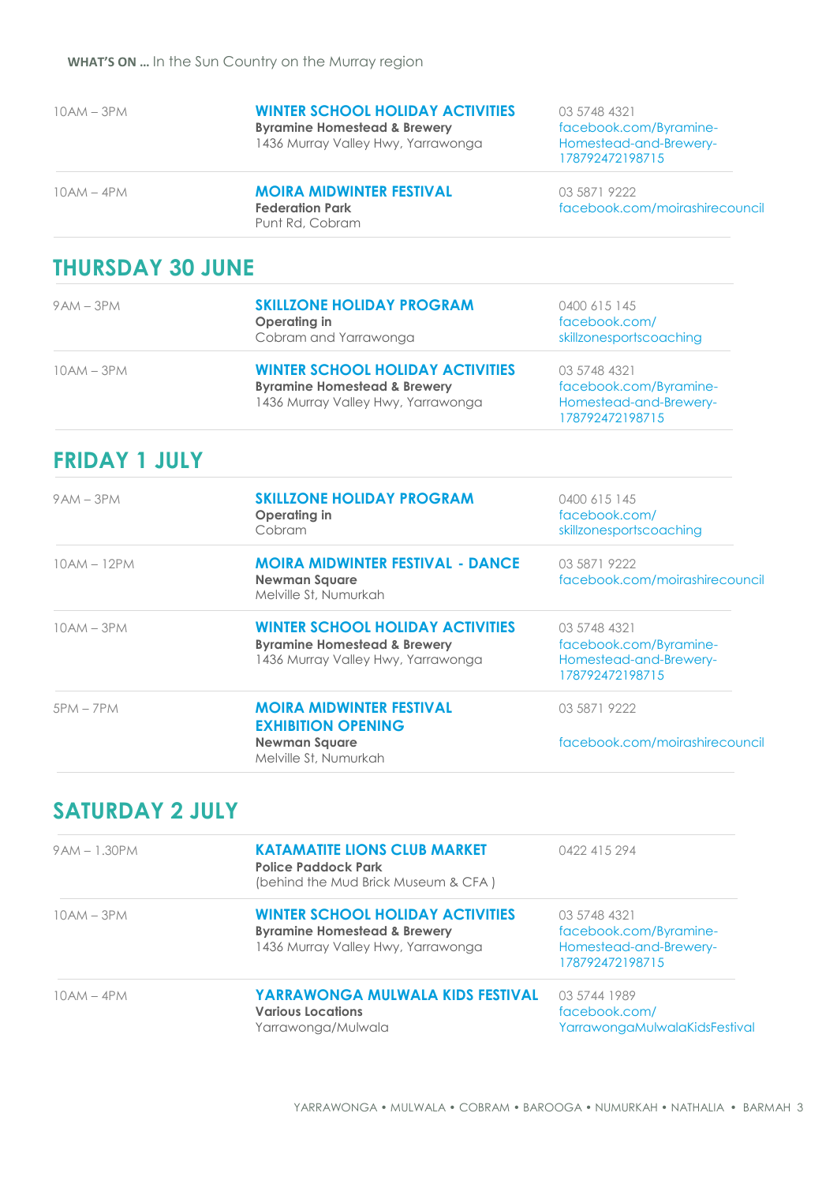| | | |
|---|---|---|
| 10AM – 3PM | **WINTER SCHOOL HOLIDAY ACTIVITIES**<br>**Byramine Homestead & Brewery**<br>1436 Murray Valley Hwy, Yarrawonga | 03 5748 4321<br>facebook.com/Byramine-Homestead-and-Brewery-178792472198715 |
| 10AM – 4PM | **MOIRA MIDWINTER FESTIVAL**<br>**Federation Park**<br>Punt Rd, Cobram | 03 5871 9222<br>facebook.com/moirashirecouncil |

## THURSDAY 30 JUNE

| | | |
|---|---|---|
| 9AM – 3PM | **SKILLZONE HOLIDAY PROGRAM**<br>**Operating in**<br>Cobram and Yarrawonga | 0400 615 145<br>facebook.com/skillzonesportscoaching |
| 10AM – 3PM | **WINTER SCHOOL HOLIDAY ACTIVITIES**<br>**Byramine Homestead & Brewery**<br>1436 Murray Valley Hwy, Yarrawonga | 03 5748 4321<br>facebook.com/Byramine-Homestead-and-Brewery-178792472198715 |

## FRIDAY 1 JULY

| | | |
|---|---|---|
| 9AM – 3PM | **SKILLZONE HOLIDAY PROGRAM**<br>**Operating in**<br>Cobram | 0400 615 145<br>facebook.com/skillzonesportscoaching |
| 10AM – 12PM | **MOIRA MIDWINTER FESTIVAL - DANCE**<br>**Newman Square**<br>Melville St, Numurkah | 03 5871 9222<br>facebook.com/moirashirecouncil |
| 10AM – 3PM | **WINTER SCHOOL HOLIDAY ACTIVITIES**<br>**Byramine Homestead & Brewery**<br>1436 Murray Valley Hwy, Yarrawonga | 03 5748 4321<br>facebook.com/Byramine-Homestead-and-Brewery-178792472198715 |
| 5PM – 7PM | **MOIRA MIDWINTER FESTIVAL EXHIBITION OPENING**<br>**Newman Square**<br>Melville St, Numurkah | 03 5871 9222<br>facebook.com/moirashirecouncil |

## SATURDAY 2 JULY

| | | |
|---|---|---|
| 9AM – 1.30PM | **KATAMATITE LIONS CLUB MARKET**<br>**Police Paddock Park**<br>(behind the Mud Brick Museum & CFA ) | 0422 415 294 |
| 10AM – 3PM | **WINTER SCHOOL HOLIDAY ACTIVITIES**<br>**Byramine Homestead & Brewery**<br>1436 Murray Valley Hwy, Yarrawonga | 03 5748 4321<br>facebook.com/Byramine-Homestead-and-Brewery-178792472198715 |
| 10AM – 4PM | **YARRAWONGA MULWALA KIDS FESTIVAL**<br>**Various Locations**<br>Yarrawonga/Mulwala | 03 5744 1989<br>facebook.com/YarrawongaMulwalaKidsFestival |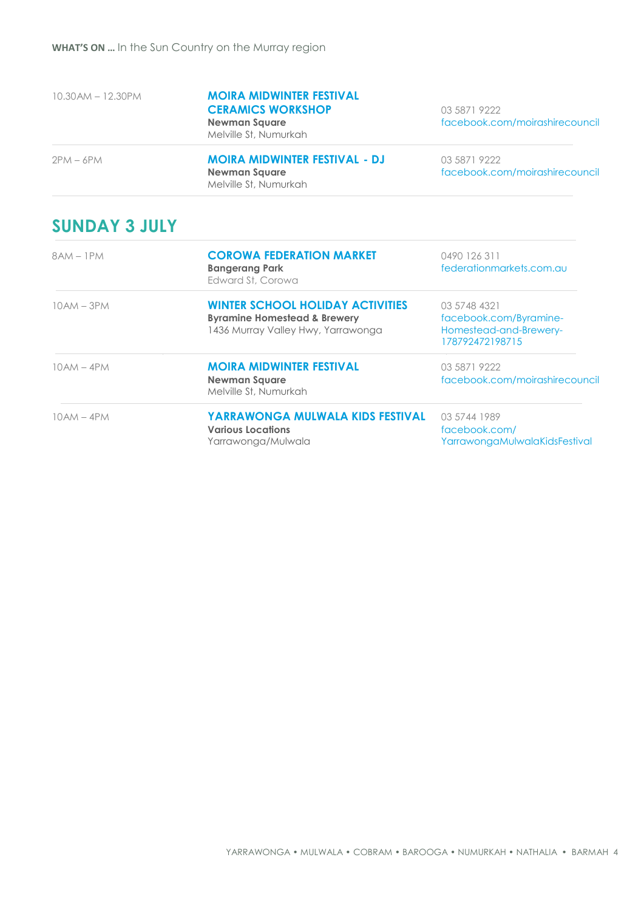| | | |
|---|---|---|
| 10.30AM – 12.30PM | **MOIRA MIDWINTER FESTIVAL CERAMICS WORKSHOP**<br>**Newman Square**<br>Melville St, Numurkah | 03 5871 9222<br>facebook.com/moirashirecouncil |
| 2PM – 6PM | **MOIRA MIDWINTER FESTIVAL - DJ**<br>**Newman Square**<br>Melville St, Numurkah | 03 5871 9222<br>facebook.com/moirashirecouncil |

## SUNDAY 3 JULY

| | | |
|---|---|---|
| 8AM – 1PM | **COROWA FEDERATION MARKET**<br>**Bangerang Park**<br>Edward St, Corowa | 0490 126 311<br>federationmarkets.com.au |
| 10AM – 3PM | **WINTER SCHOOL HOLIDAY ACTIVITIES**<br>**Byramine Homestead & Brewery**<br>1436 Murray Valley Hwy, Yarrawonga | 03 5748 4321<br>facebook.com/Byramine-Homestead-and-Brewery-178792472198715 |
| 10AM – 4PM | **MOIRA MIDWINTER FESTIVAL**<br>**Newman Square**<br>Melville St, Numurkah | 03 5871 9222<br>facebook.com/moirashirecouncil |
| 10AM – 4PM | **YARRAWONGA MULWALA KIDS FESTIVAL**<br>**Various Locations**<br>Yarrawonga/Mulwala | 03 5744 1989<br>facebook.com/YarrawongaMulwalaKidsFestival |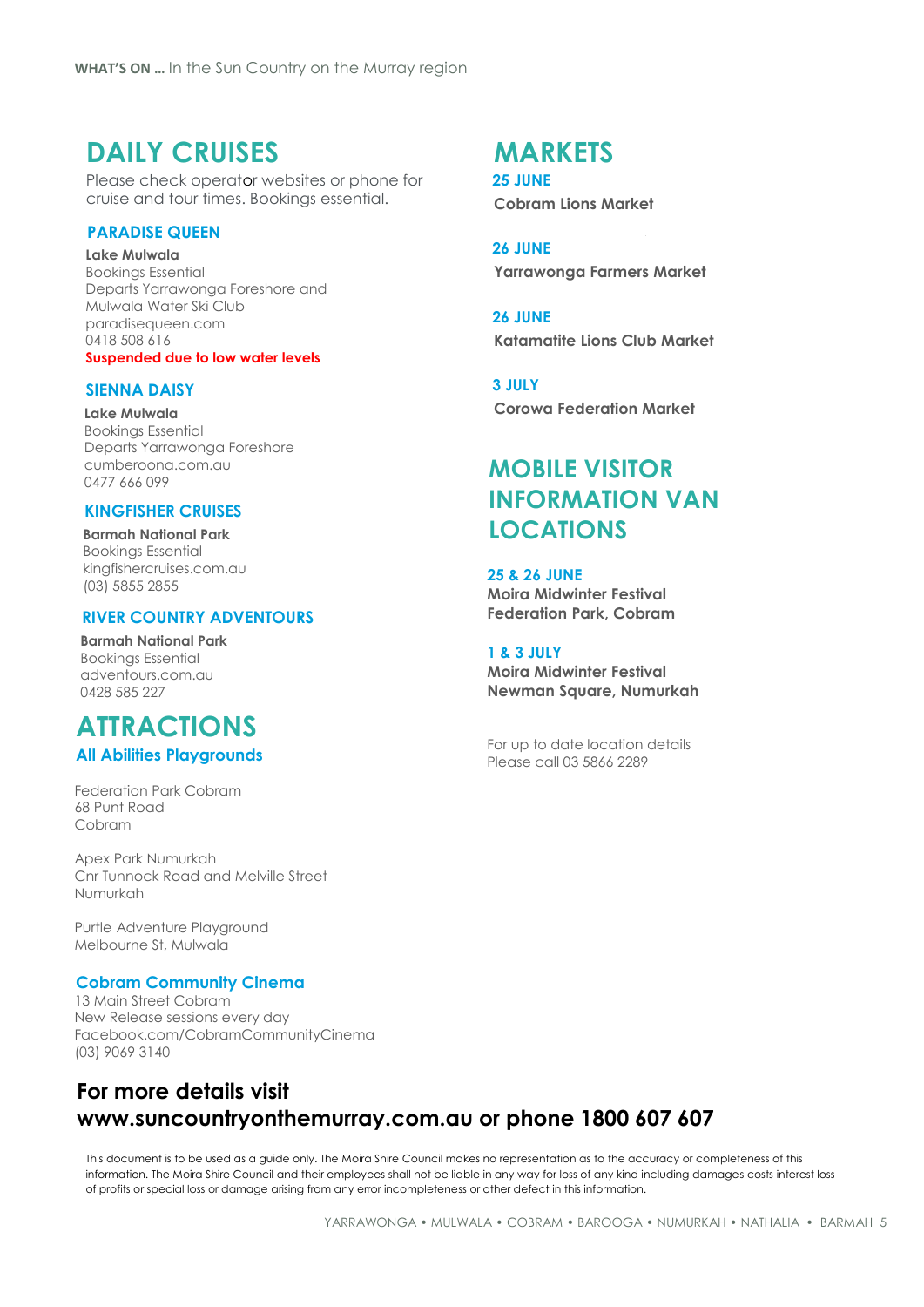**WHAT'S ON ...** In the Sun Country on the Murray region

# DAILY CRUISES

Please check operator websites or phone for cruise and tour times. Bookings essential.

### PARADISE QUEEN

**Lake Mulwala**
Bookings Essential
Departs Yarrawonga Foreshore and Mulwala Water Ski Club
paradisequeen.com
0418 508 616
**Suspended due to low water levels**

### SIENNA DAISY

**Lake Mulwala**
Bookings Essential
Departs Yarrawonga Foreshore
cumberoona.com.au
0477 666 099

### KINGFISHER CRUISES

**Barmah National Park**
Bookings Essential
kingfishercruises.com.au
(03) 5855 2855

### RIVER COUNTRY ADVENTOURS

**Barmah National Park**
Bookings Essential
adventours.com.au
0428 585 227

# ATTRACTIONS

### All Abilities Playgrounds

Federation Park Cobram
68 Punt Road
Cobram

Apex Park Numurkah
Cnr Tunnock Road and Melville Street
Numurkah

Purtle Adventure Playground
Melbourne St, Mulwala

### Cobram Community Cinema

13 Main Street Cobram
New Release sessions every day
Facebook.com/CobramCommunityCinema
(03) 9069 3140

# MARKETS

**25 JUNE**
**Cobram Lions Market**

**26 JUNE**
**Yarrawonga Farmers Market**

**26 JUNE**
**Katamatite Lions Club Market**

**3 JULY**
**Corowa Federation Market**

# MOBILE VISITOR INFORMATION VAN LOCATIONS

**25 & 26 JUNE**
**Moira Midwinter Festival**
**Federation Park, Cobram**

**1 & 3 JULY**
**Moira Midwinter Festival**
**Newman Square, Numurkah**

For up to date location details
Please call 03 5866 2289

## For more details visit www.suncountryonthemurray.com.au or phone 1800 607 607

This document is to be used as a guide only. The Moira Shire Council makes no representation as to the accuracy or completeness of this information. The Moira Shire Council and their employees shall not be liable in any way for loss of any kind including damages costs interest loss of profits or special loss or damage arising from any error incompleteness or other defect in this information.

YARRAWONGA • MULWALA • COBRAM • BAROOGA • NUMURKAH • NATHALIA • BARMAH